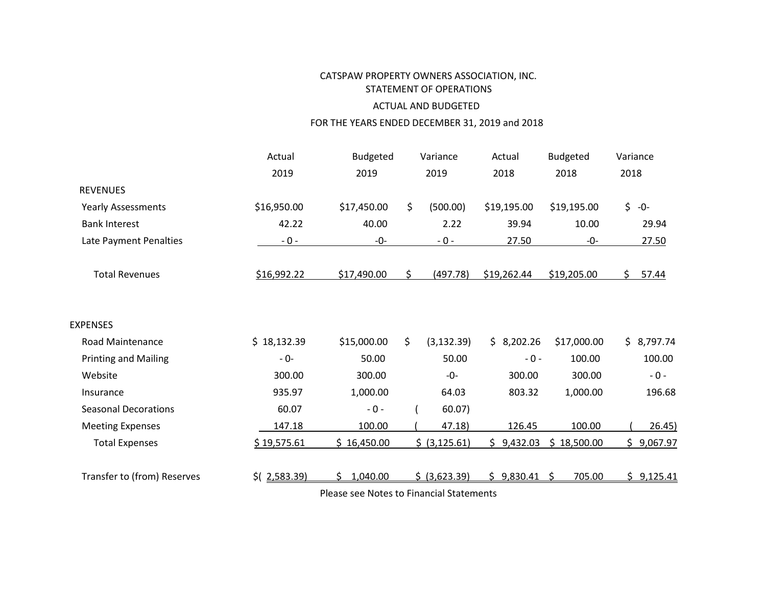# CATSPAW PROPERTY OWNERS ASSOCIATION, INC.

## STATEMENT OF OPERATIONS

### ACTUAL AND BUDGETED

### FOR THE YEARS ENDED DECEMBER 31, 2019 and 2018

| | Actual 2019 | Budgeted 2019 | Variance 2019 | Actual 2018 | Budgeted 2018 | Variance 2018 |
|---|---|---|---|---|---|---|
| **REVENUES** | | | | | | |
| Yearly Assessments | $16,950.00 | $17,450.00 | $ (500.00) | $19,195.00 | $19,195.00 | $ -0- |
| Bank Interest | 42.22 | 40.00 | 2.22 | 39.94 | 10.00 | 29.94 |
| Late Payment Penalties | - 0 - | -0- | - 0 - | 27.50 | -0- | 27.50 |
| Total Revenues | $16,992.22 | $17,490.00 | $ (497.78) | $19,262.44 | $19,205.00 | $ 57.44 |
| **EXPENSES** | | | | | | |
| Road Maintenance | $ 18,132.39 | $15,000.00 | $ (3,132.39) | $ 8,202.26 | $17,000.00 | $ 8,797.74 |
| Printing and Mailing | - 0- | 50.00 | 50.00 | - 0 - | 100.00 | 100.00 |
| Website | 300.00 | 300.00 | -0- | 300.00 | 300.00 | - 0 - |
| Insurance | 935.97 | 1,000.00 | 64.03 | 803.32 | 1,000.00 | 196.68 |
| Seasonal Decorations | 60.07 | - 0 - | ( 60.07) | | | |
| Meeting Expenses | 147.18 | 100.00 | ( 47.18) | 126.45 | 100.00 | ( 26.45) |
| Total Expenses | $ 19,575.61 | $ 16,450.00 | $ (3,125.61) | $ 9,432.03 | $ 18,500.00 | $ 9,067.97 |
| Transfer to (from) Reserves | $( 2,583.39) | $ 1,040.00 | $ (3,623.39) | $ 9,830.41 | $ 705.00 | $ 9,125.41 |

Please see Notes to Financial Statements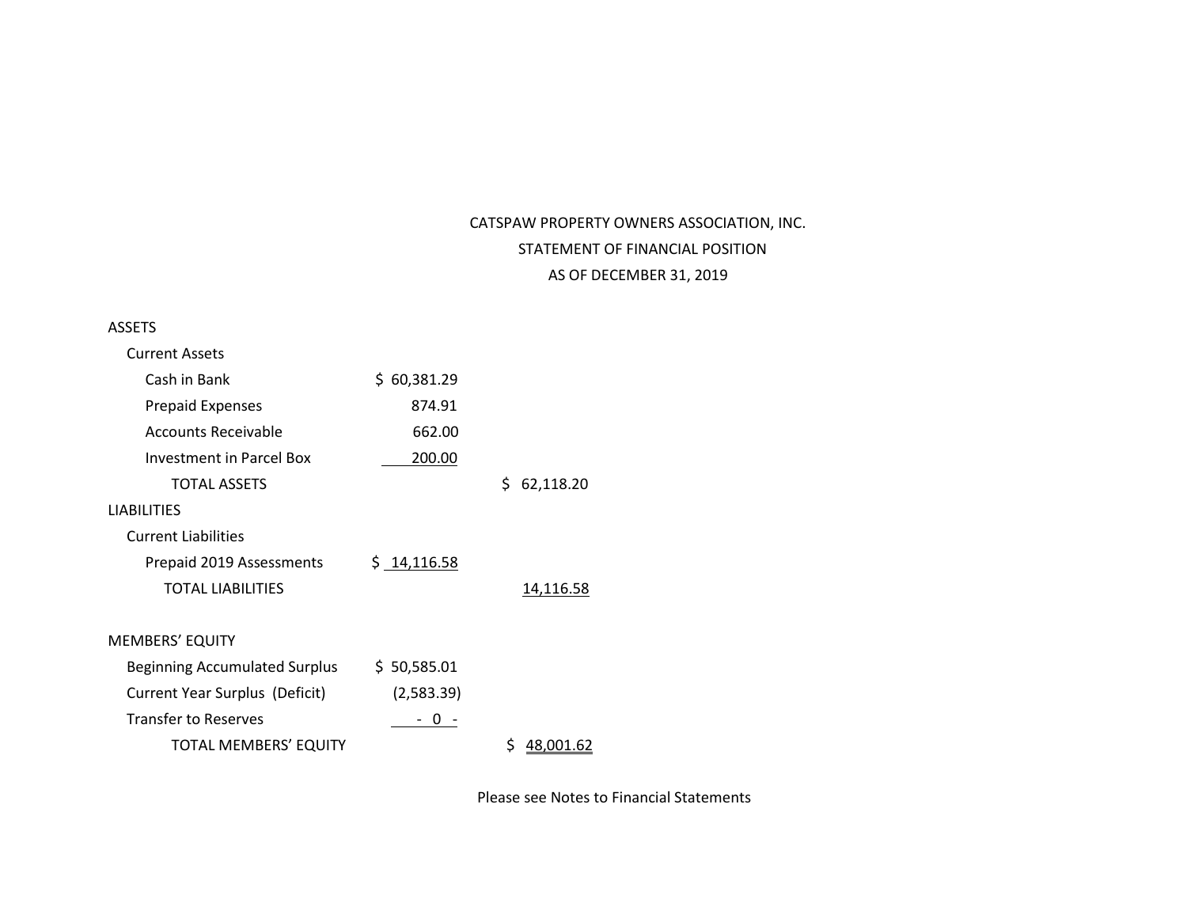# CATSPAW PROPERTY OWNERS ASSOCIATION, INC.

## STATEMENT OF FINANCIAL POSITION

### AS OF DECEMBER 31, 2019

| | | |
|---|---|---|
| **ASSETS** | | |
| Current Assets | | |
| Cash in Bank | $ 60,381.29 | |
| Prepaid Expenses | 874.91 | |
| Accounts Receivable | 662.00 | |
| Investment in Parcel Box | 200.00 | |
| TOTAL ASSETS | | $ 62,118.20 |
| **LIABILITIES** | | |
| Current Liabilities | | |
| Prepaid 2019 Assessments | $ 14,116.58 | |
| TOTAL LIABILITIES | | 14,116.58 |
| | | |
| **MEMBERS' EQUITY** | | |
| Beginning Accumulated Surplus | $ 50,585.01 | |
| Current Year Surplus (Deficit) | (2,583.39) | |
| Transfer to Reserves | - 0 - | |
| TOTAL MEMBERS' EQUITY | | $ 48,001.62 |

Please see Notes to Financial Statements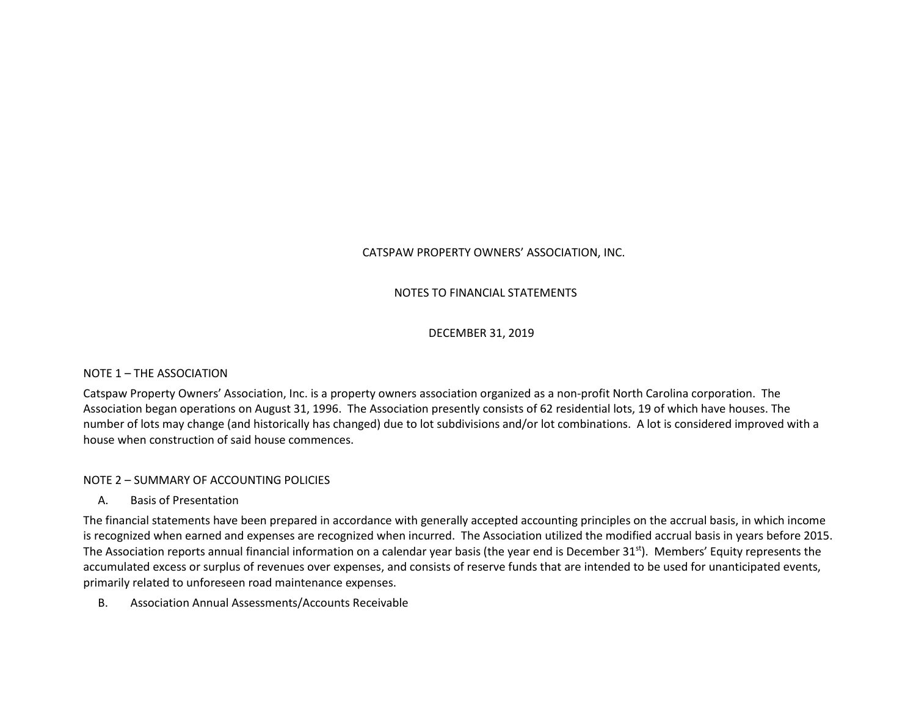# CATSPAW PROPERTY OWNERS' ASSOCIATION, INC.

## NOTES TO FINANCIAL STATEMENTS

## DECEMBER 31, 2019

### NOTE 1 – THE ASSOCIATION

Catspaw Property Owners' Association, Inc. is a property owners association organized as a non-profit North Carolina corporation. The Association began operations on August 31, 1996. The Association presently consists of 62 residential lots, 19 of which have houses. The number of lots may change (and historically has changed) due to lot subdivisions and/or lot combinations. A lot is considered improved with a house when construction of said house commences.

### NOTE 2 – SUMMARY OF ACCOUNTING POLICIES

A. Basis of Presentation

The financial statements have been prepared in accordance with generally accepted accounting principles on the accrual basis, in which income is recognized when earned and expenses are recognized when incurred. The Association utilized the modified accrual basis in years before 2015. The Association reports annual financial information on a calendar year basis (the year end is December 31st). Members' Equity represents the accumulated excess or surplus of revenues over expenses, and consists of reserve funds that are intended to be used for unanticipated events, primarily related to unforeseen road maintenance expenses.

B. Association Annual Assessments/Accounts Receivable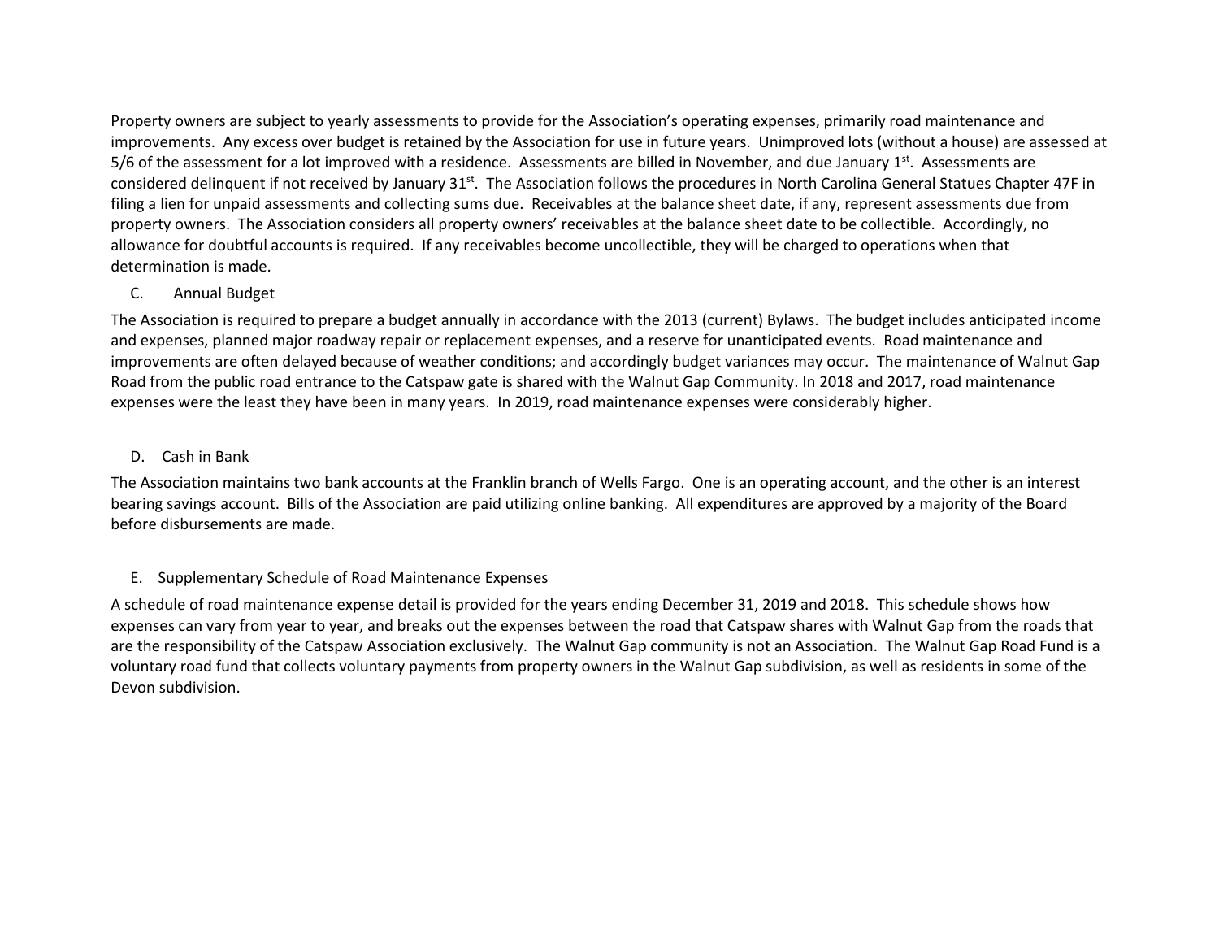Property owners are subject to yearly assessments to provide for the Association's operating expenses, primarily road maintenance and improvements. Any excess over budget is retained by the Association for use in future years. Unimproved lots (without a house) are assessed at 5/6 of the assessment for a lot improved with a residence. Assessments are billed in November, and due January 1st. Assessments are considered delinquent if not received by January 31st. The Association follows the procedures in North Carolina General Statues Chapter 47F in filing a lien for unpaid assessments and collecting sums due. Receivables at the balance sheet date, if any, represent assessments due from property owners. The Association considers all property owners' receivables at the balance sheet date to be collectible. Accordingly, no allowance for doubtful accounts is required. If any receivables become uncollectible, they will be charged to operations when that determination is made.

C. Annual Budget

The Association is required to prepare a budget annually in accordance with the 2013 (current) Bylaws. The budget includes anticipated income and expenses, planned major roadway repair or replacement expenses, and a reserve for unanticipated events. Road maintenance and improvements are often delayed because of weather conditions; and accordingly budget variances may occur. The maintenance of Walnut Gap Road from the public road entrance to the Catspaw gate is shared with the Walnut Gap Community. In 2018 and 2017, road maintenance expenses were the least they have been in many years. In 2019, road maintenance expenses were considerably higher.

D. Cash in Bank

The Association maintains two bank accounts at the Franklin branch of Wells Fargo. One is an operating account, and the other is an interest bearing savings account. Bills of the Association are paid utilizing online banking. All expenditures are approved by a majority of the Board before disbursements are made.

E. Supplementary Schedule of Road Maintenance Expenses

A schedule of road maintenance expense detail is provided for the years ending December 31, 2019 and 2018. This schedule shows how expenses can vary from year to year, and breaks out the expenses between the road that Catspaw shares with Walnut Gap from the roads that are the responsibility of the Catspaw Association exclusively. The Walnut Gap community is not an Association. The Walnut Gap Road Fund is a voluntary road fund that collects voluntary payments from property owners in the Walnut Gap subdivision, as well as residents in some of the Devon subdivision.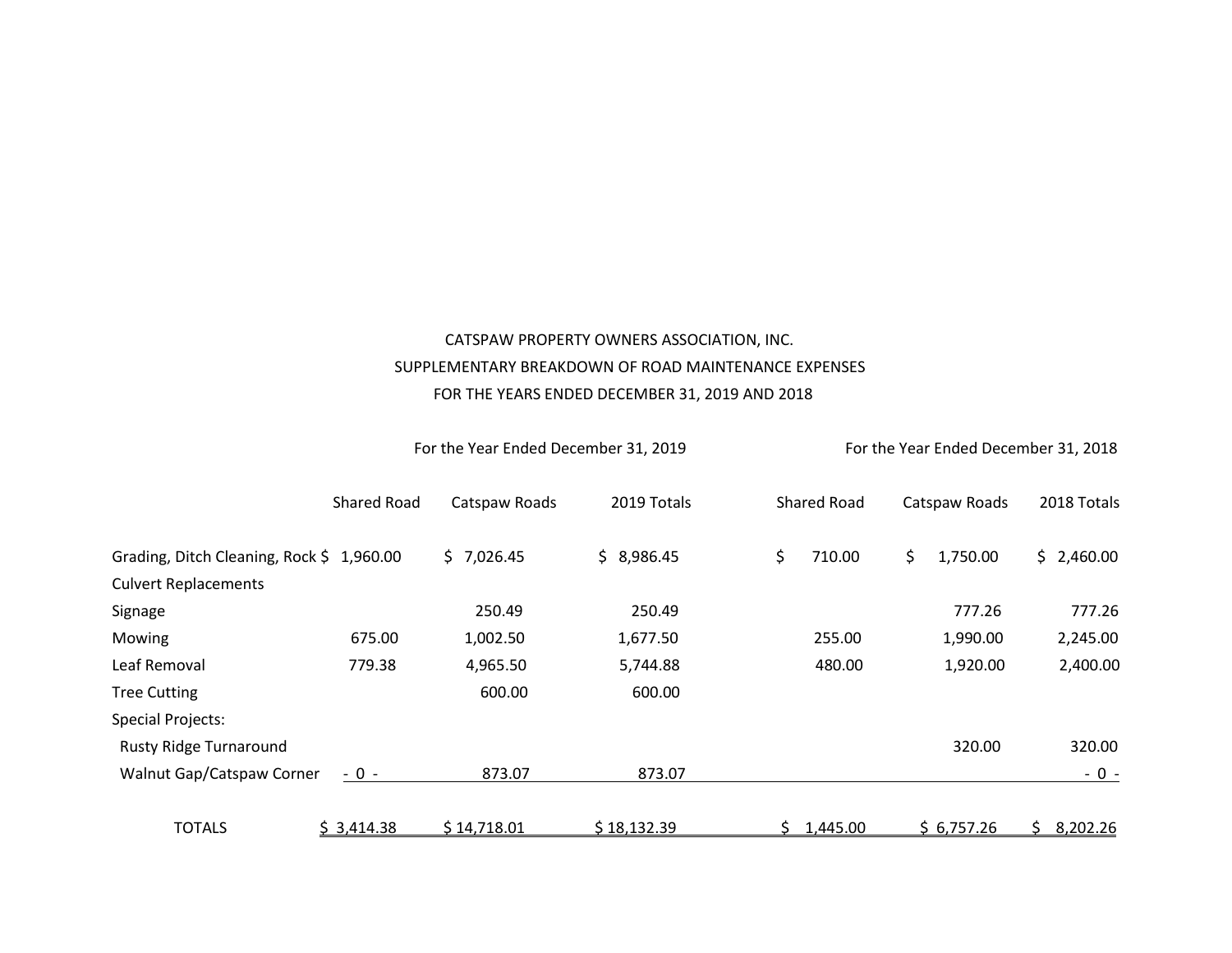CATSPAW PROPERTY OWNERS ASSOCIATION, INC.

SUPPLEMENTARY BREAKDOWN OF ROAD MAINTENANCE EXPENSES

FOR THE YEARS ENDED DECEMBER 31, 2019 AND 2018

| | For the Year Ended December 31, 2019 | | | For the Year Ended December 31, 2018 | | |
|---|---|---|---|---|---|---|
| | Shared Road | Catspaw Roads | 2019 Totals | Shared Road | Catspaw Roads | 2018 Totals |
| Grading, Ditch Cleaning, Rock | $ 1,960.00 | $ 7,026.45 | $ 8,986.45 | $ 710.00 | $ 1,750.00 | $ 2,460.00 |
| Culvert Replacements | | | | | | |
| Signage | | 250.49 | 250.49 | | 777.26 | 777.26 |
| Mowing | 675.00 | 1,002.50 | 1,677.50 | 255.00 | 1,990.00 | 2,245.00 |
| Leaf Removal | 779.38 | 4,965.50 | 5,744.88 | 480.00 | 1,920.00 | 2,400.00 |
| Tree Cutting | | 600.00 | 600.00 | | | |
| Special Projects: | | | | | | |
| Rusty Ridge Turnaround | | | | | 320.00 | 320.00 |
| Walnut Gap/Catspaw Corner | - 0 - | 873.07 | 873.07 | | | - 0 - |
| TOTALS | $ 3,414.38 | $ 14,718.01 | $ 18,132.39 | $ 1,445.00 | $ 6,757.26 | $ 8,202.26 |